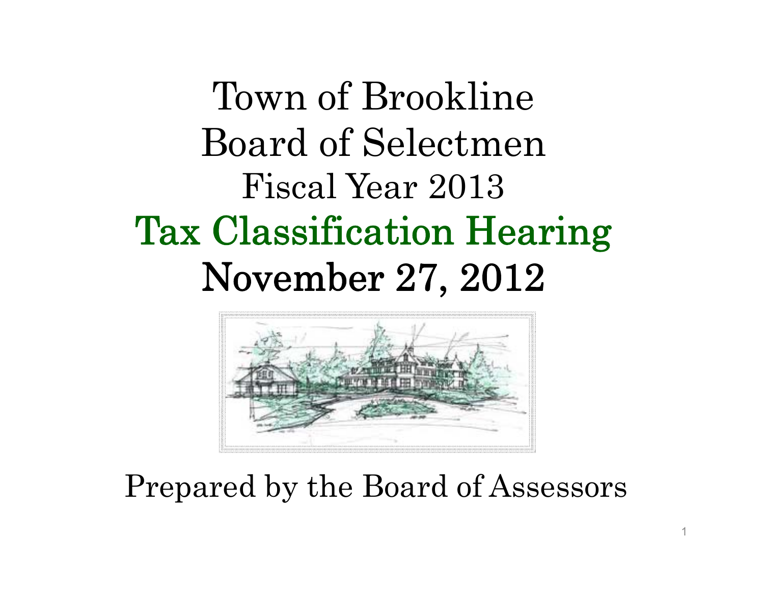# Town of Brookline
# Board of Selectmen
## Fiscal Year 2013
# Tax Classification Hearing
# November 27, 2012

Prepared by the Board of Assessors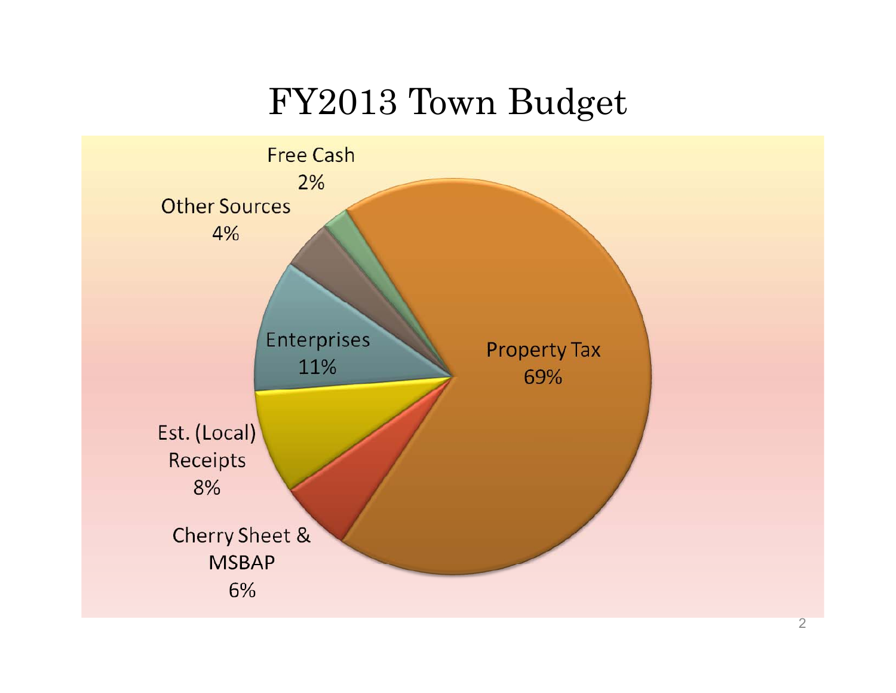# FY2013 Town Budget

- Property Tax 69%
- Enterprises 11%
- Est. (Local) Receipts 8%
- Cherry Sheet & MSBAP 6%
- Other Sources 4%
- Free Cash 2%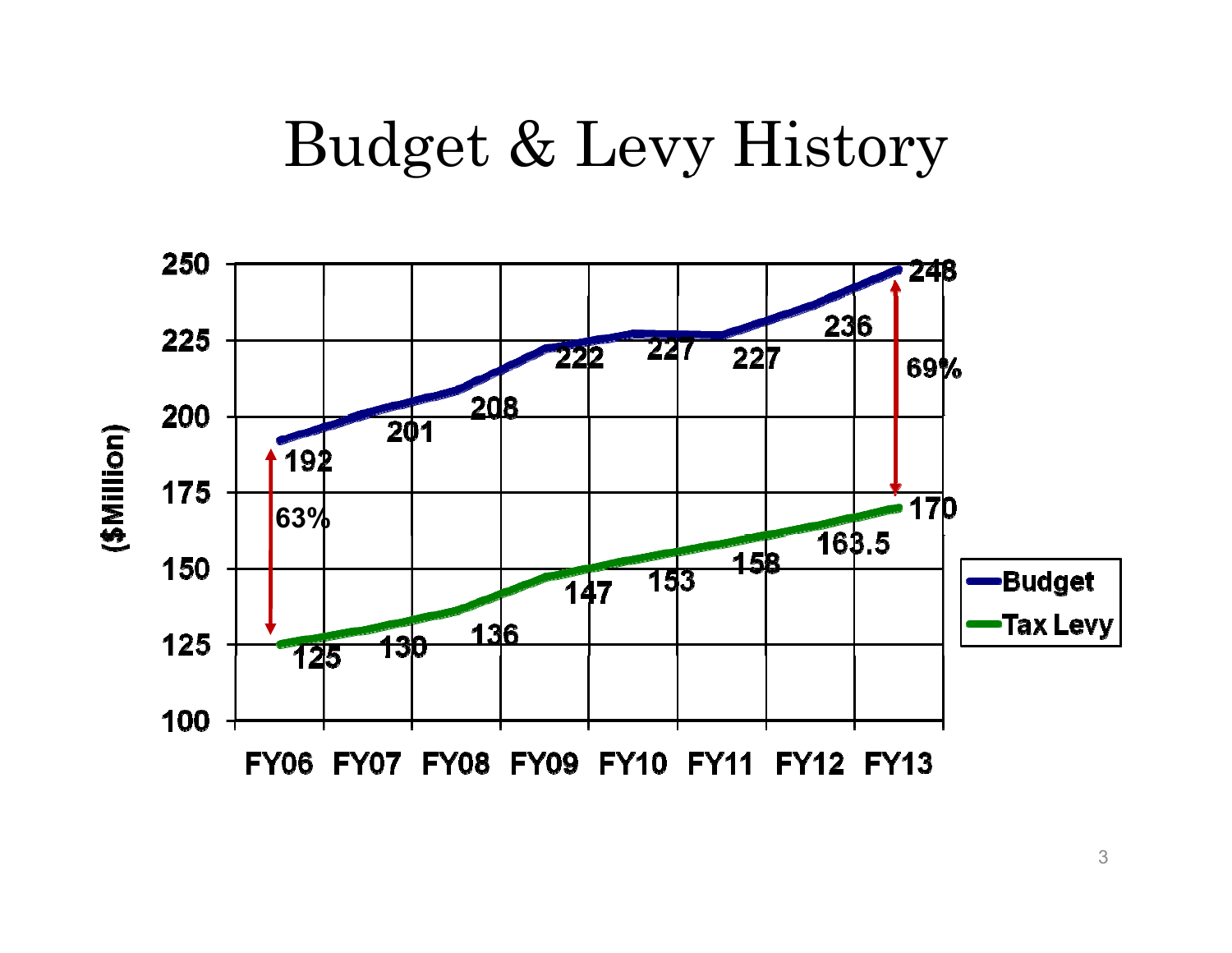# Budget & Levy History

| ($Million) | FY06 | FY07 | FY08 | FY09 | FY10 | FY11 | FY12 | FY13 |
|---|---|---|---|---|---|---|---|---|
| Budget | 192 | 201 | 208 | 222 | 227 | 227 | 236 | 248 |
| Tax Levy | 125 | 130 | 136 | 147 | 153 | 158 | 163.5 | 170 |

Levy as share of budget: 63% (FY06), 69% (FY13)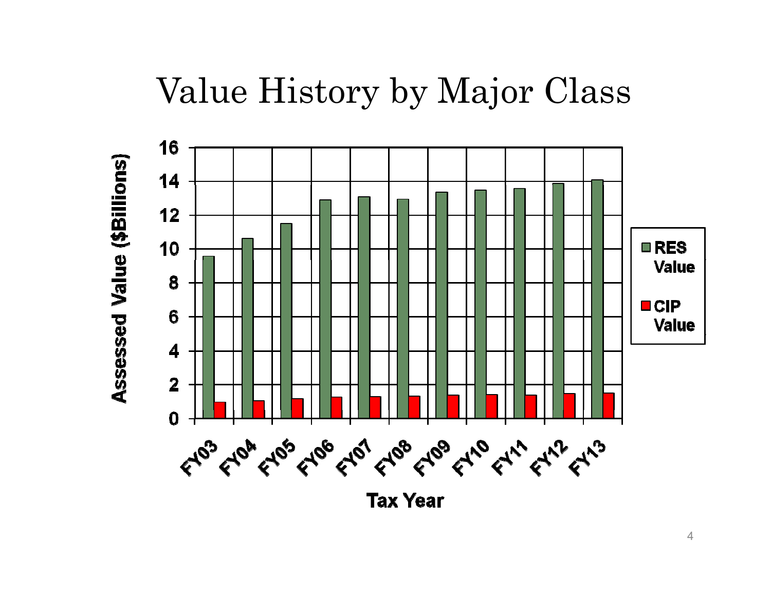# Value History by Major Class

| Tax Year | RES Value ($Billions) | CIP Value ($Billions) |
|---|---|---|
| FY03 | 9.6 | 1.0 |
| FY04 | 10.6 | 1.1 |
| FY05 | 11.5 | 1.2 |
| FY06 | 12.9 | 1.3 |
| FY07 | 13.1 | 1.3 |
| FY08 | 12.9 | 1.3 |
| FY09 | 13.4 | 1.4 |
| FY10 | 13.5 | 1.4 |
| FY11 | 13.6 | 1.4 |
| FY12 | 13.9 | 1.5 |
| FY13 | 14.1 | 1.5 |

Assessed Value ($Billions)

Tax Year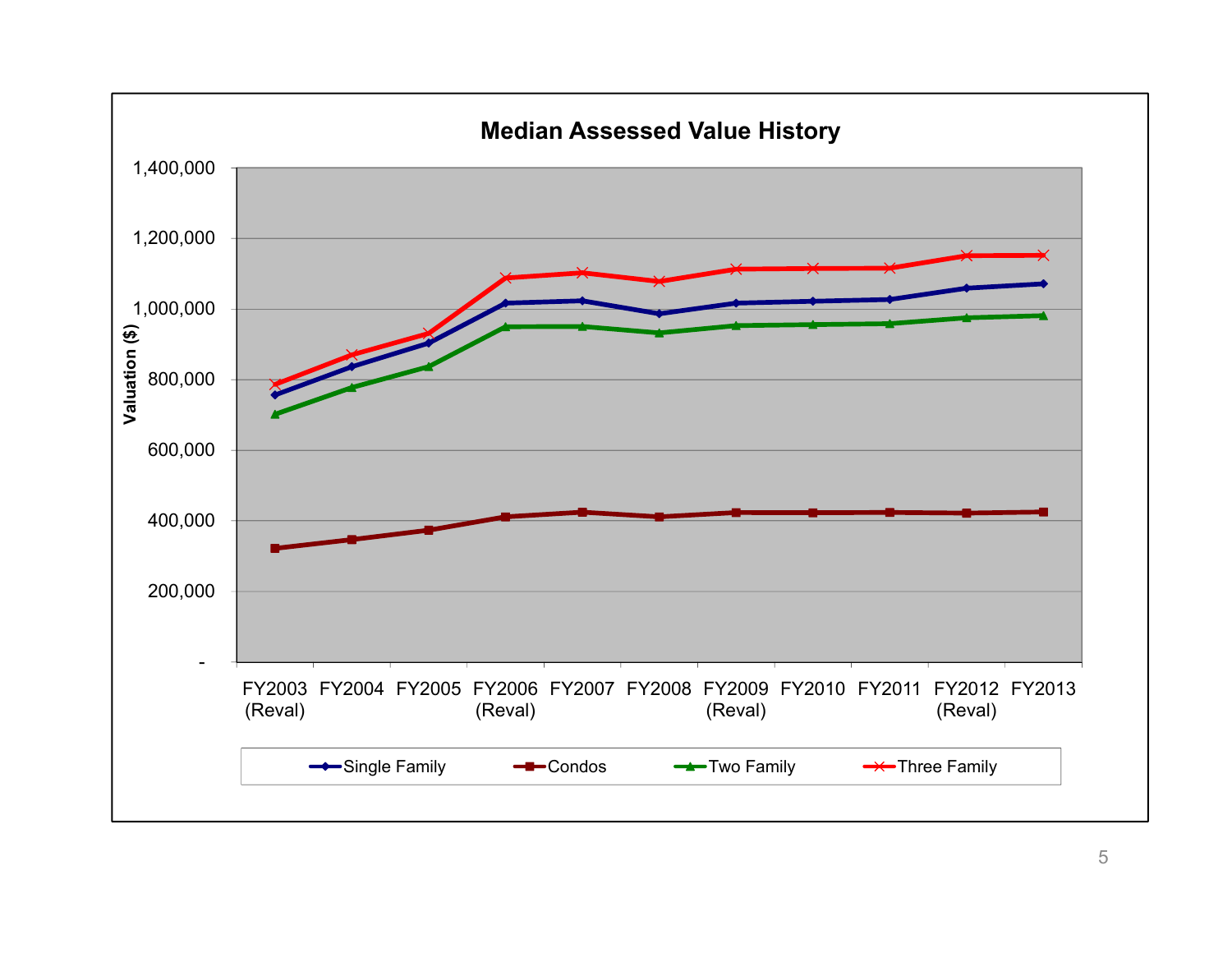## Median Assessed Value History

Valuation ($)

1,400,000
1,200,000
1,000,000
800,000
600,000
400,000
200,000
-

FY2003 (Reval) | FY2004 | FY2005 | FY2006 (Reval) | FY2007 | FY2008 | FY2009 (Reval) | FY2010 | FY2011 | FY2012 (Reval) | FY2013

Single Family | Condos | Two Family | Three Family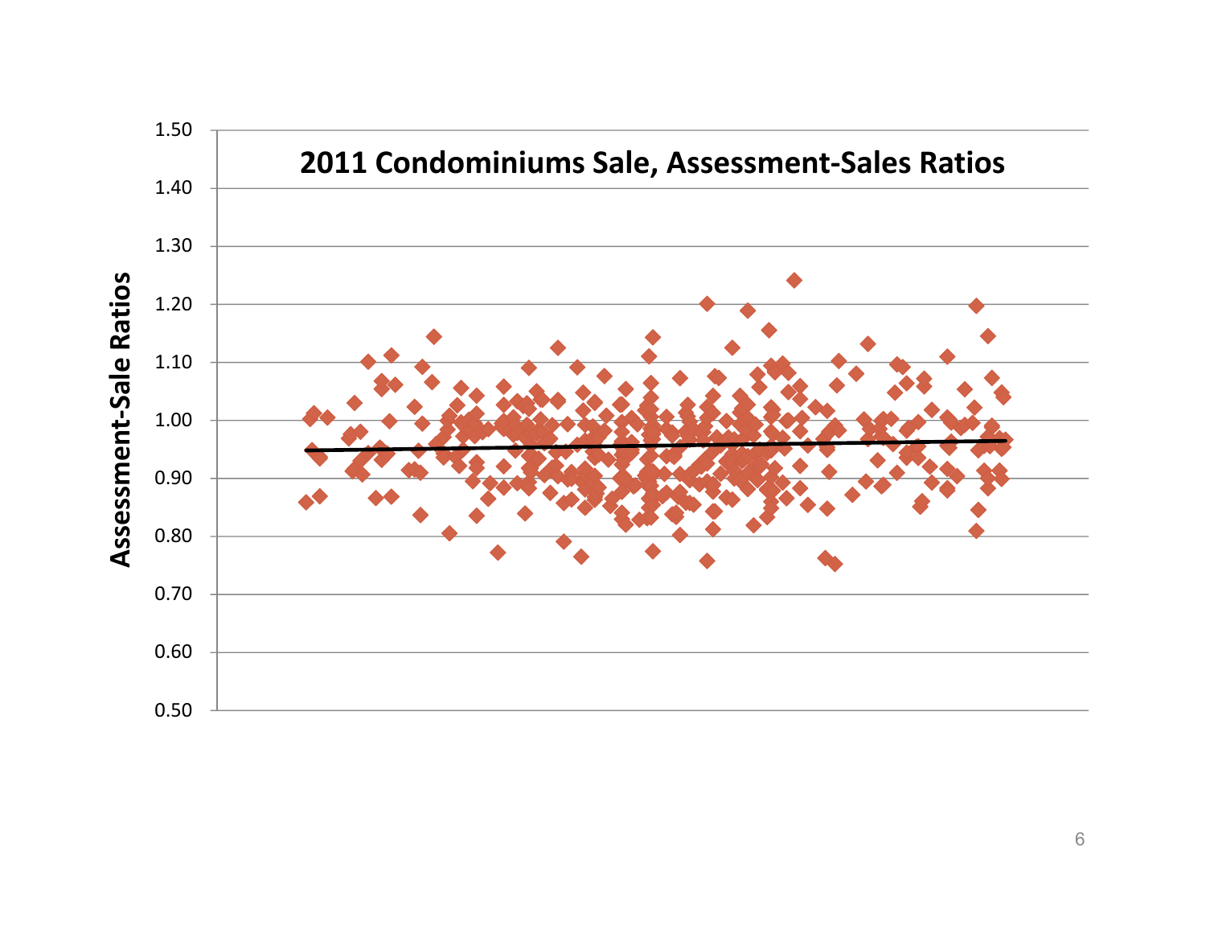# 2011 Condominiums Sale, Assessment-Sales Ratios

Assessment-Sale Ratios

1.50
1.40
1.30
1.20
1.10
1.00
0.90
0.80
0.70
0.60
0.50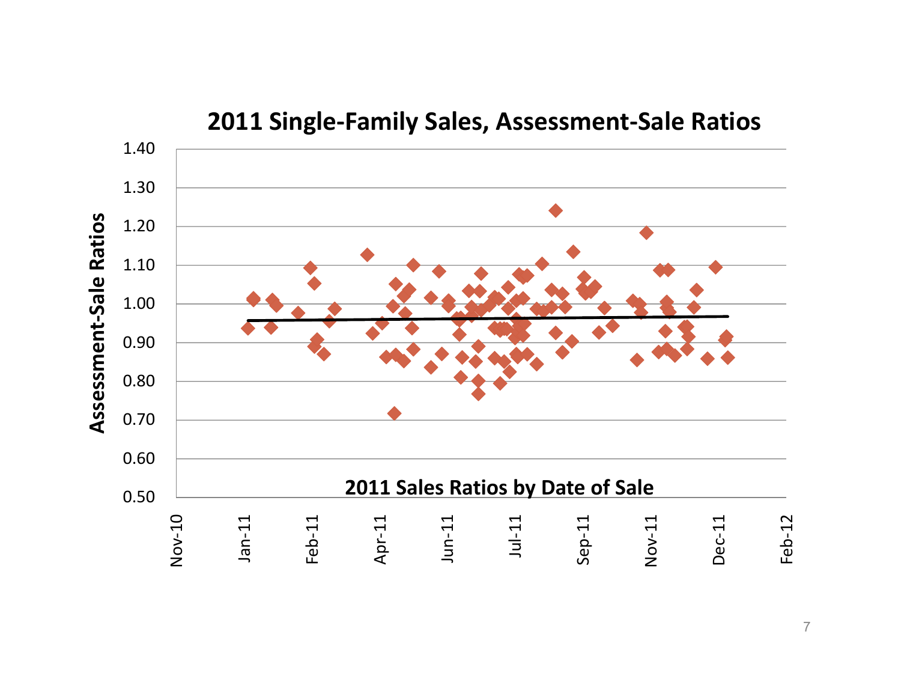## 2011 Single-Family Sales, Assessment-Sale Ratios

2011 Sales Ratios by Date of Sale

Assessment-Sale Ratios

1.40
1.30
1.20
1.10
1.00
0.90
0.80
0.70
0.60
0.50

Nov-10 Jan-11 Feb-11 Apr-11 Jun-11 Jul-11 Sep-11 Nov-11 Dec-11 Feb-12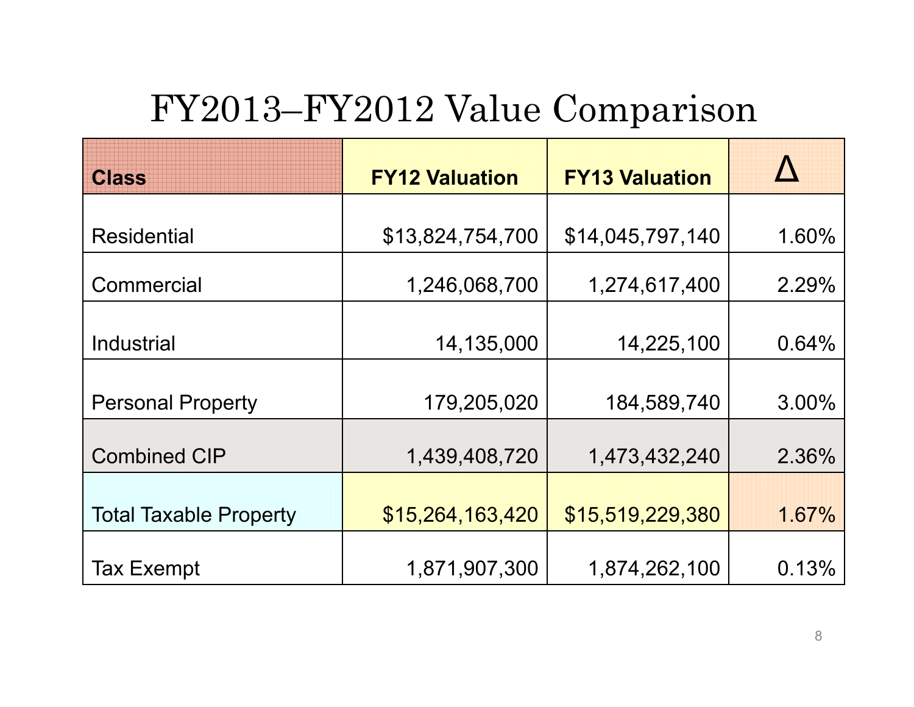# FY2013–FY2012 Value Comparison

| Class | FY12 Valuation | FY13 Valuation | Δ |
|---|---|---|---|
| Residential | $13,824,754,700 | $14,045,797,140 | 1.60% |
| Commercial | 1,246,068,700 | 1,274,617,400 | 2.29% |
| Industrial | 14,135,000 | 14,225,100 | 0.64% |
| Personal Property | 179,205,020 | 184,589,740 | 3.00% |
| Combined CIP | 1,439,408,720 | 1,473,432,240 | 2.36% |
| Total Taxable Property | $15,264,163,420 | $15,519,229,380 | 1.67% |
| Tax Exempt | 1,871,907,300 | 1,874,262,100 | 0.13% |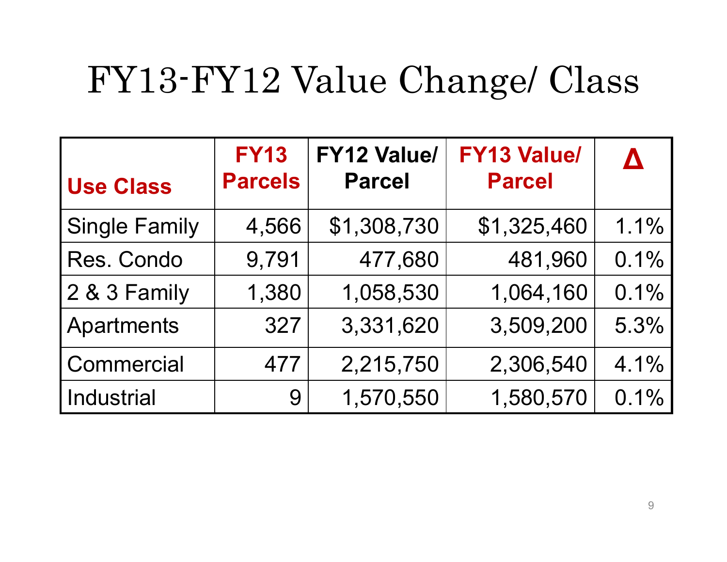# FY13-FY12 Value Change/ Class

| Use Class | FY13 Parcels | FY12 Value/ Parcel | FY13 Value/ Parcel | Δ |
|---|---|---|---|---|
| Single Family | 4,566 | $1,308,730 | $1,325,460 | 1.1% |
| Res. Condo | 9,791 | 477,680 | 481,960 | 0.1% |
| 2 & 3 Family | 1,380 | 1,058,530 | 1,064,160 | 0.1% |
| Apartments | 327 | 3,331,620 | 3,509,200 | 5.3% |
| Commercial | 477 | 2,215,750 | 2,306,540 | 4.1% |
| Industrial | 9 | 1,570,550 | 1,580,570 | 0.1% |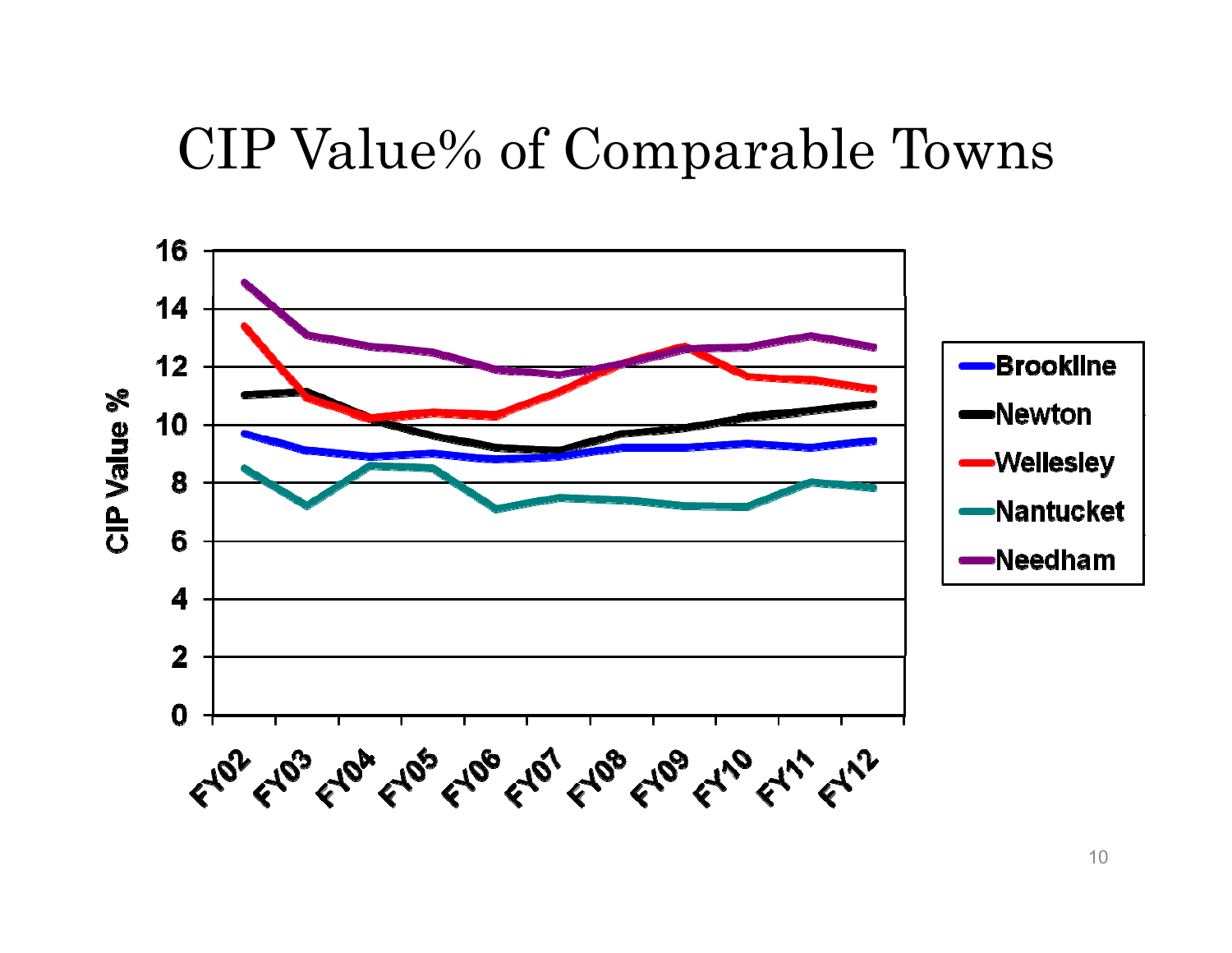# CIP Value% of Comparable Towns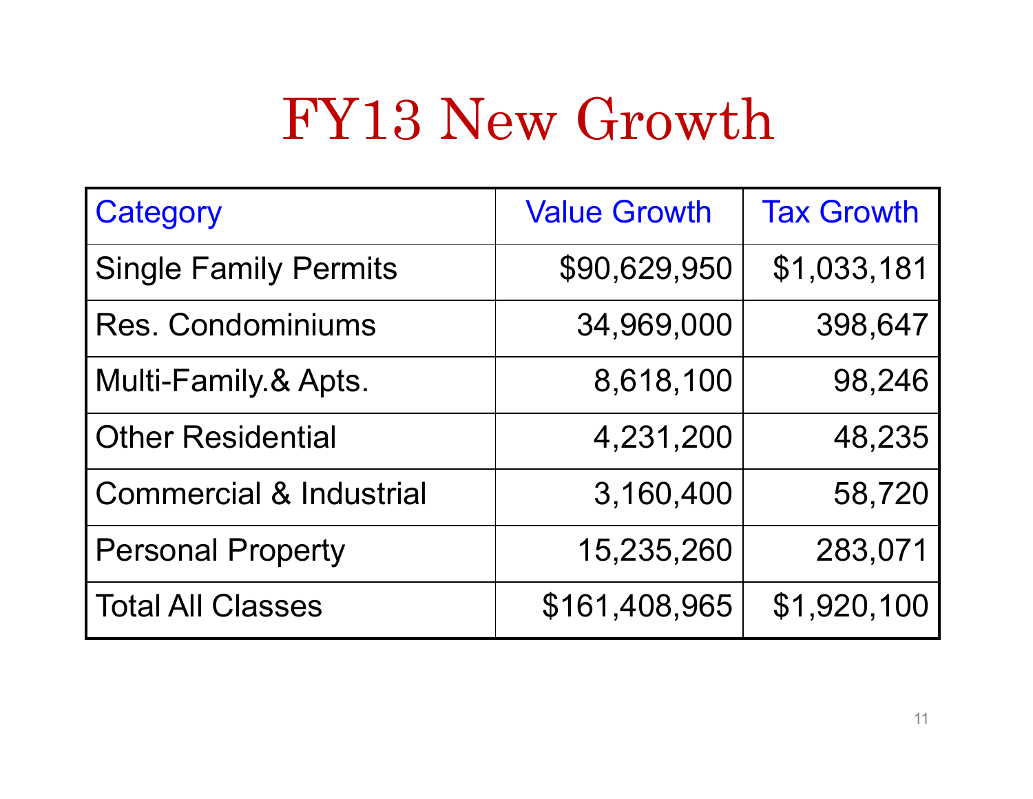# FY13 New Growth

| Category | Value Growth | Tax Growth |
|---|---:|---:|
| Single Family Permits | $90,629,950 | $1,033,181 |
| Res. Condominiums | 34,969,000 | 398,647 |
| Multi-Family.& Apts. | 8,618,100 | 98,246 |
| Other Residential | 4,231,200 | 48,235 |
| Commercial & Industrial | 3,160,400 | 58,720 |
| Personal Property | 15,235,260 | 283,071 |
| Total All Classes | $161,408,965 | $1,920,100 |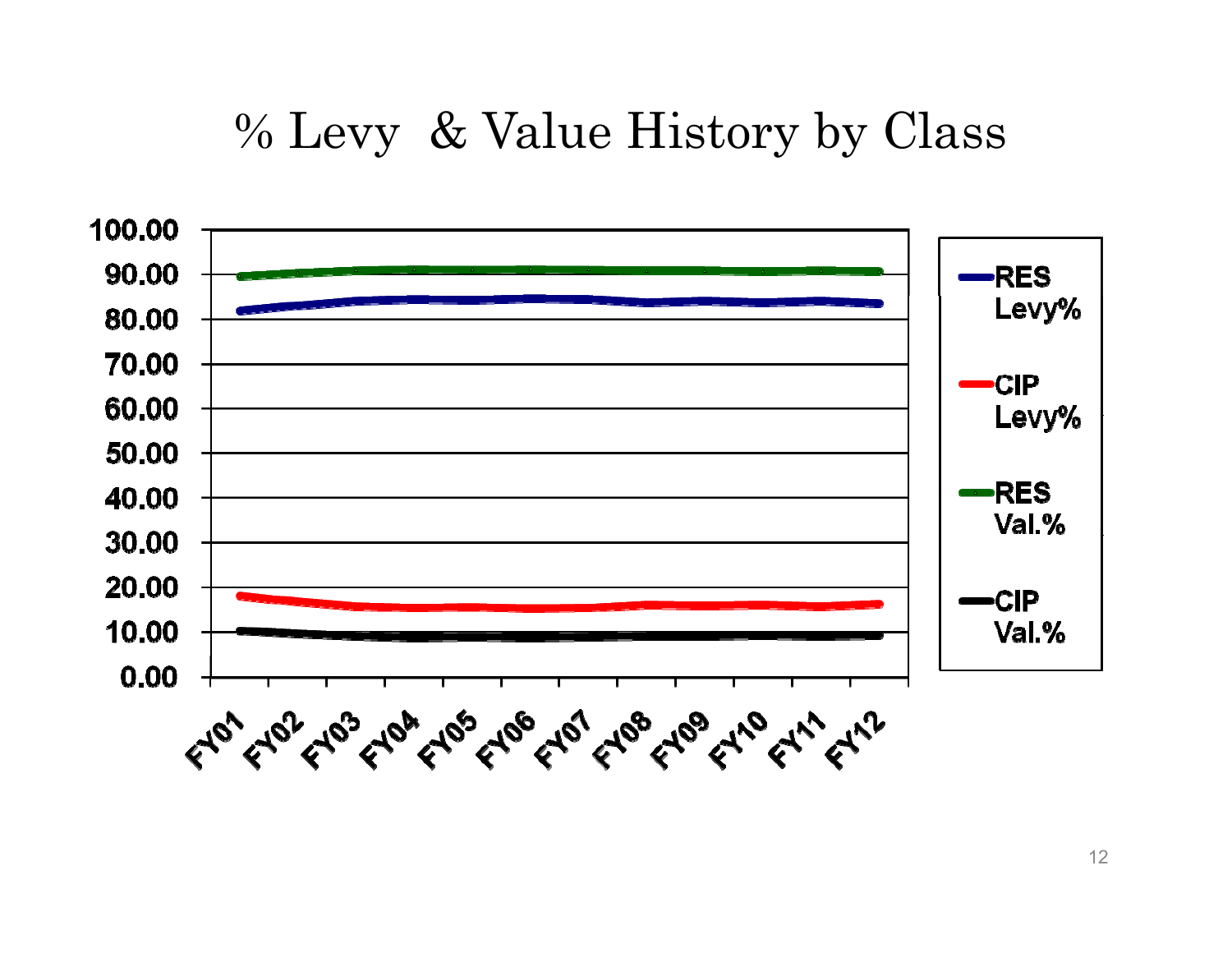# % Levy & Value History by Class

100.00
90.00
80.00
70.00
60.00
50.00
40.00
30.00
20.00
10.00
0.00

FY01 FY02 FY03 FY04 FY05 FY06 FY07 FY08 FY09 FY10 FY11 FY12

- RES Levy%
- CIP Levy%
- RES Val.%
- CIP Val.%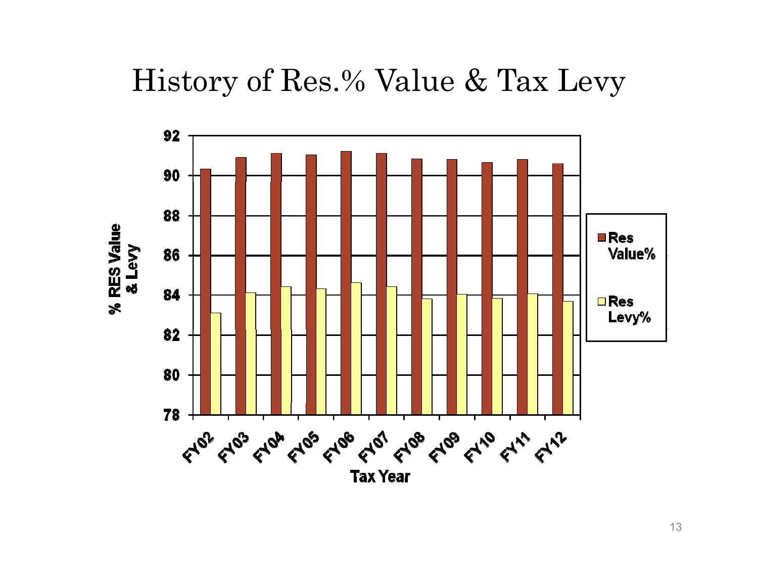# History of Res.% Value & Tax Levy

% RES Value & Levy

- Res Value%
- Res Levy%

Tax Year: FY02, FY03, FY04, FY05, FY06, FY07, FY08, FY09, FY10, FY11, FY12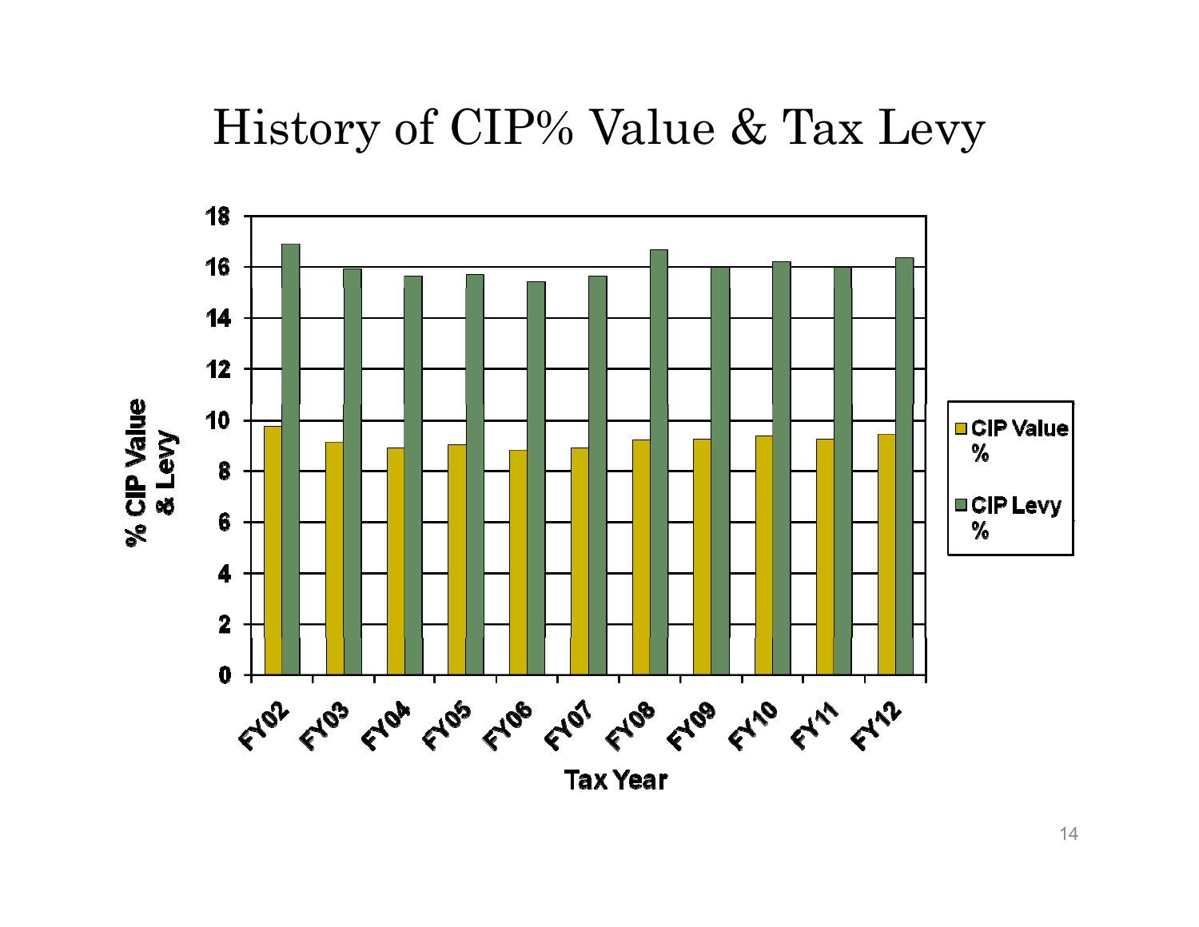# History of CIP% Value & Tax Levy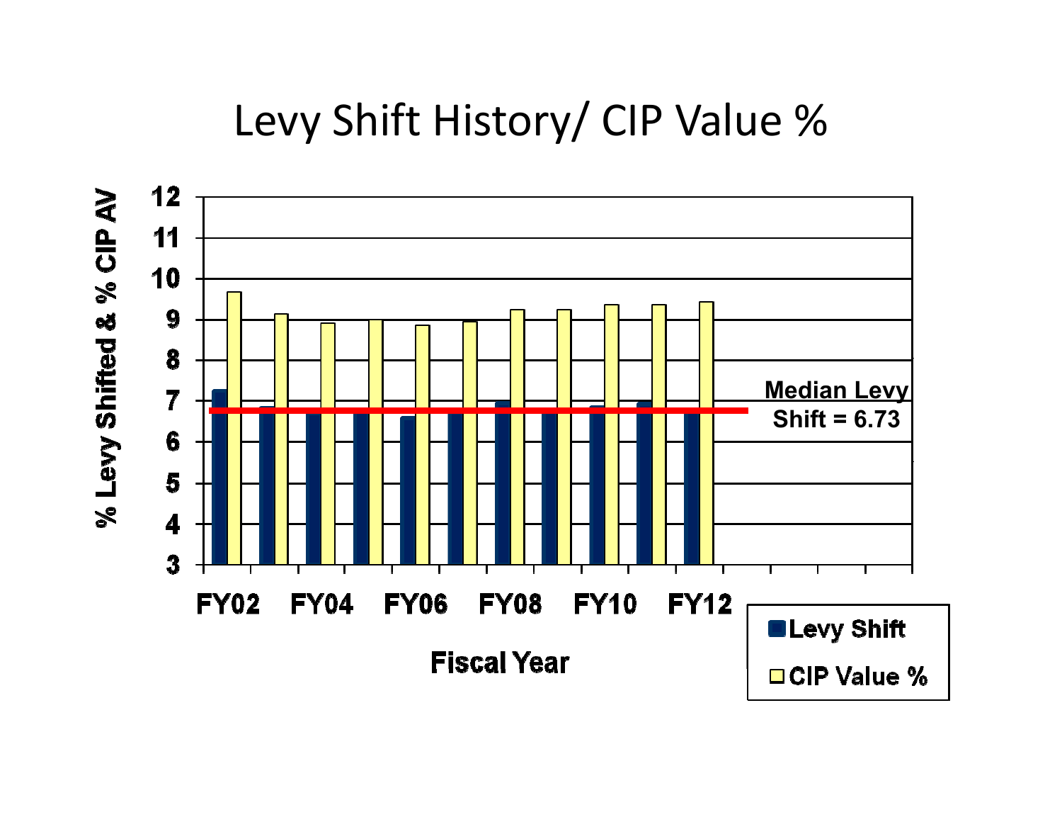# Levy Shift History/ CIP Value %

% Levy Shifted & % CIP AV

Median Levy Shift = 6.73

Fiscal Year

FY02 FY04 FY06 FY08 FY10 FY12

Levy Shift

CIP Value %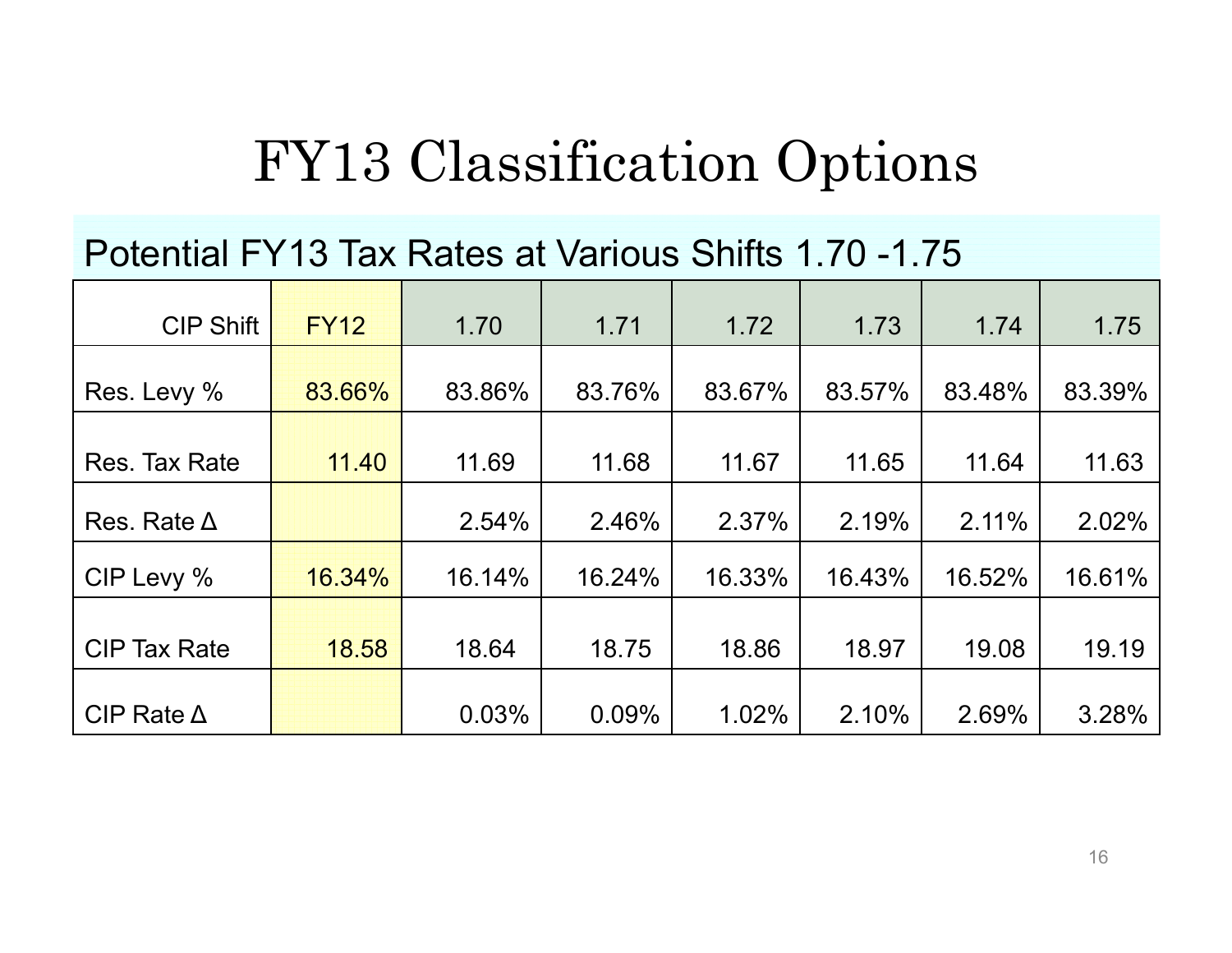# FY13 Classification Options

## Potential FY13 Tax Rates at Various Shifts 1.70 -1.75

| CIP Shift | FY12 | 1.70 | 1.71 | 1.72 | 1.73 | 1.74 | 1.75 |
|---|---|---|---|---|---|---|---|
| Res. Levy % | 83.66% | 83.86% | 83.76% | 83.67% | 83.57% | 83.48% | 83.39% |
| Res. Tax Rate | 11.40 | 11.69 | 11.68 | 11.67 | 11.65 | 11.64 | 11.63 |
| Res. Rate Δ | | 2.54% | 2.46% | 2.37% | 2.19% | 2.11% | 2.02% |
| CIP Levy % | 16.34% | 16.14% | 16.24% | 16.33% | 16.43% | 16.52% | 16.61% |
| CIP Tax Rate | 18.58 | 18.64 | 18.75 | 18.86 | 18.97 | 19.08 | 19.19 |
| CIP Rate Δ | | 0.03% | 0.09% | 1.02% | 2.10% | 2.69% | 3.28% |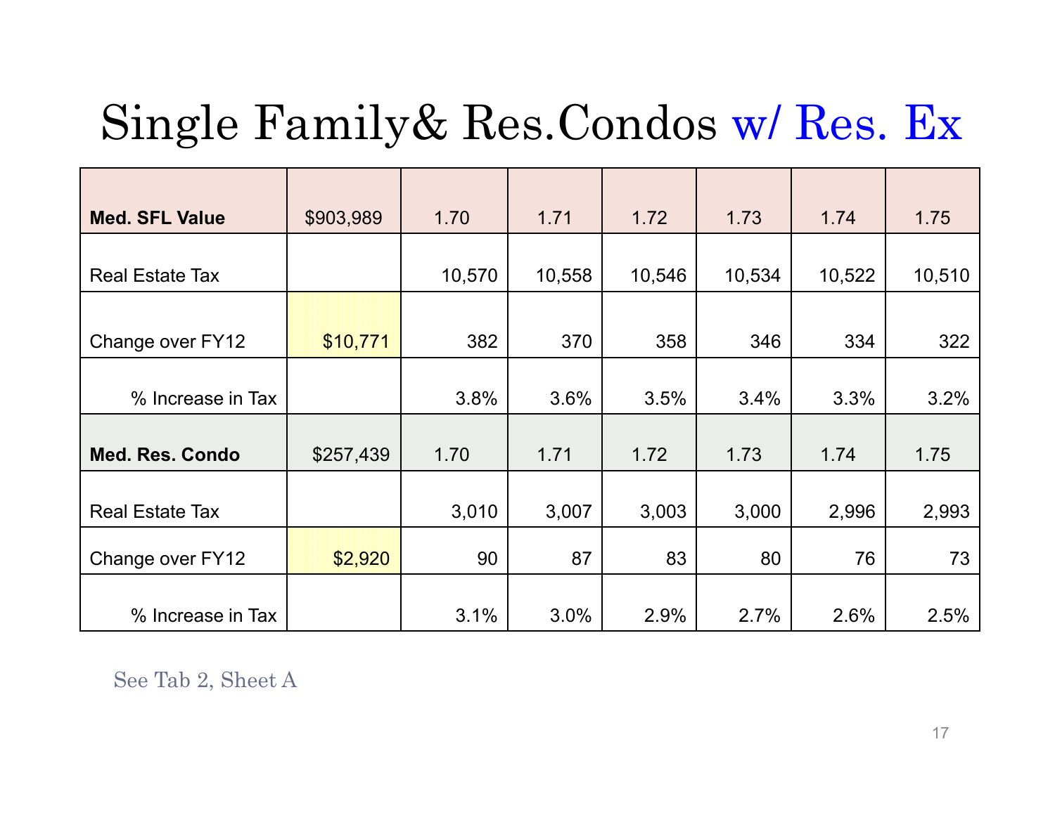# Single Family& Res.Condos w/ Res. Ex

| **Med. SFL Value** | $903,989 | 1.70 | 1.71 | 1.72 | 1.73 | 1.74 | 1.75 |
|---|---|---|---|---|---|---|---|
| Real Estate Tax | | 10,570 | 10,558 | 10,546 | 10,534 | 10,522 | 10,510 |
| Change over FY12 | $10,771 | 382 | 370 | 358 | 346 | 334 | 322 |
| % Increase in Tax | | 3.8% | 3.6% | 3.5% | 3.4% | 3.3% | 3.2% |
| **Med. Res. Condo** | $257,439 | 1.70 | 1.71 | 1.72 | 1.73 | 1.74 | 1.75 |
| Real Estate Tax | | 3,010 | 3,007 | 3,003 | 3,000 | 2,996 | 2,993 |
| Change over FY12 | $2,920 | 90 | 87 | 83 | 80 | 76 | 73 |
| % Increase in Tax | | 3.1% | 3.0% | 2.9% | 2.7% | 2.6% | 2.5% |

See Tab 2, Sheet A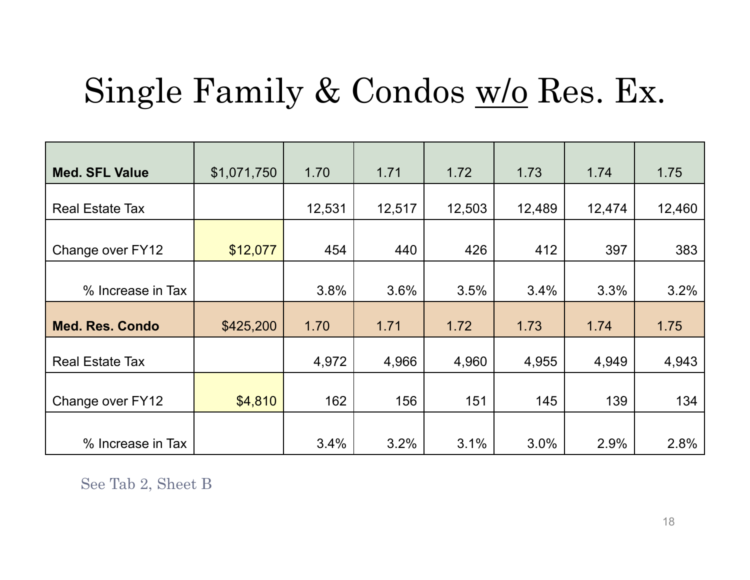# Single Family & Condos w/o Res. Ex.

| **Med. SFL Value** | $1,071,750 | 1.70 | 1.71 | 1.72 | 1.73 | 1.74 | 1.75 |
|---|---|---|---|---|---|---|---|
| Real Estate Tax | | 12,531 | 12,517 | 12,503 | 12,489 | 12,474 | 12,460 |
| Change over FY12 | $12,077 | 454 | 440 | 426 | 412 | 397 | 383 |
| % Increase in Tax | | 3.8% | 3.6% | 3.5% | 3.4% | 3.3% | 3.2% |
| **Med. Res. Condo** | $425,200 | 1.70 | 1.71 | 1.72 | 1.73 | 1.74 | 1.75 |
| Real Estate Tax | | 4,972 | 4,966 | 4,960 | 4,955 | 4,949 | 4,943 |
| Change over FY12 | $4,810 | 162 | 156 | 151 | 145 | 139 | 134 |
| % Increase in Tax | | 3.4% | 3.2% | 3.1% | 3.0% | 2.9% | 2.8% |

See Tab 2, Sheet B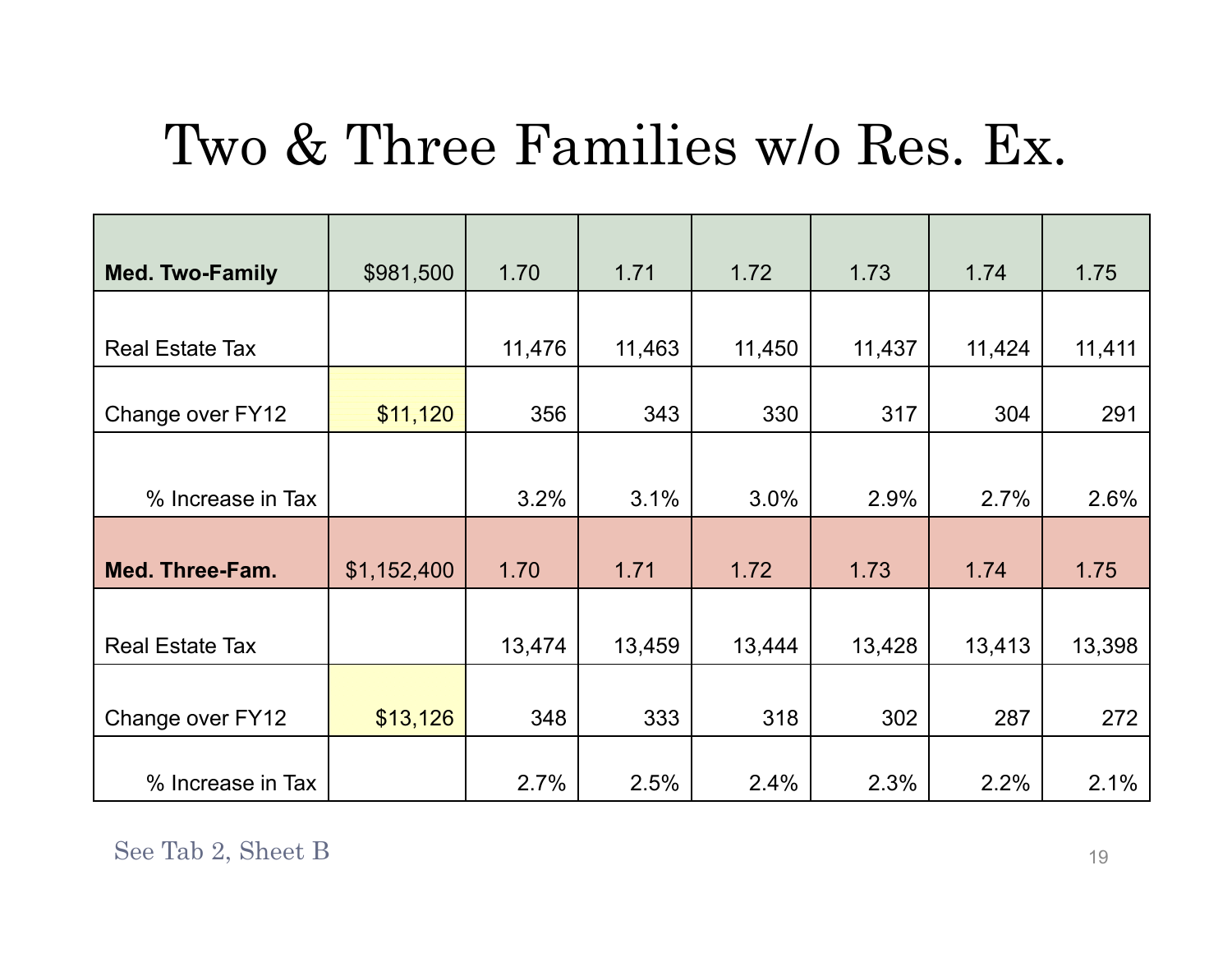# Two & Three Families w/o Res. Ex.

| Med. Two-Family | $981,500 | 1.70 | 1.71 | 1.72 | 1.73 | 1.74 | 1.75 |
|---|---|---|---|---|---|---|---|
| Real Estate Tax | | 11,476 | 11,463 | 11,450 | 11,437 | 11,424 | 11,411 |
| Change over FY12 | $11,120 | 356 | 343 | 330 | 317 | 304 | 291 |
| % Increase in Tax | | 3.2% | 3.1% | 3.0% | 2.9% | 2.7% | 2.6% |
| **Med. Three-Fam.** | $1,152,400 | 1.70 | 1.71 | 1.72 | 1.73 | 1.74 | 1.75 |
| Real Estate Tax | | 13,474 | 13,459 | 13,444 | 13,428 | 13,413 | 13,398 |
| Change over FY12 | $13,126 | 348 | 333 | 318 | 302 | 287 | 272 |
| % Increase in Tax | | 2.7% | 2.5% | 2.4% | 2.3% | 2.2% | 2.1% |

See Tab 2, Sheet B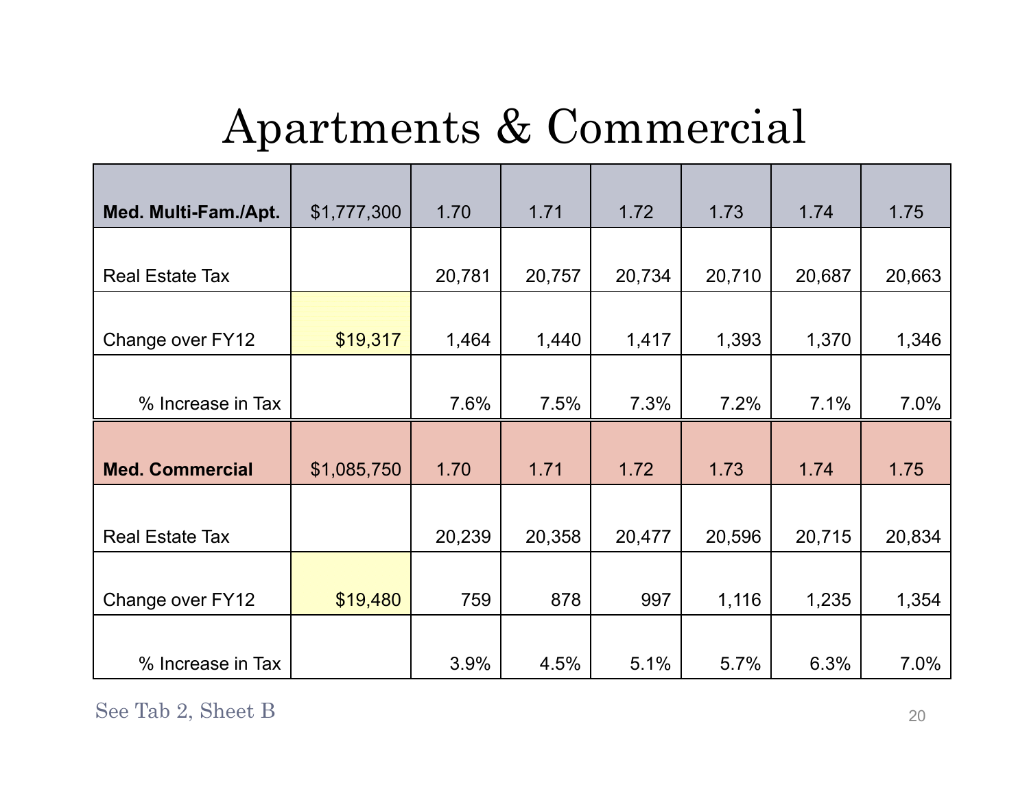# Apartments & Commercial

| Med. Multi-Fam./Apt. | $1,777,300 | 1.70 | 1.71 | 1.72 | 1.73 | 1.74 | 1.75 |
|---|---|---|---|---|---|---|---|
| Real Estate Tax | | 20,781 | 20,757 | 20,734 | 20,710 | 20,687 | 20,663 |
| Change over FY12 | $19,317 | 1,464 | 1,440 | 1,417 | 1,393 | 1,370 | 1,346 |
| % Increase in Tax | | 7.6% | 7.5% | 7.3% | 7.2% | 7.1% | 7.0% |
| **Med. Commercial** | **$1,085,750** | **1.70** | **1.71** | **1.72** | **1.73** | **1.74** | **1.75** |
| Real Estate Tax | | 20,239 | 20,358 | 20,477 | 20,596 | 20,715 | 20,834 |
| Change over FY12 | $19,480 | 759 | 878 | 997 | 1,116 | 1,235 | 1,354 |
| % Increase in Tax | | 3.9% | 4.5% | 5.1% | 5.7% | 6.3% | 7.0% |

See Tab 2, Sheet B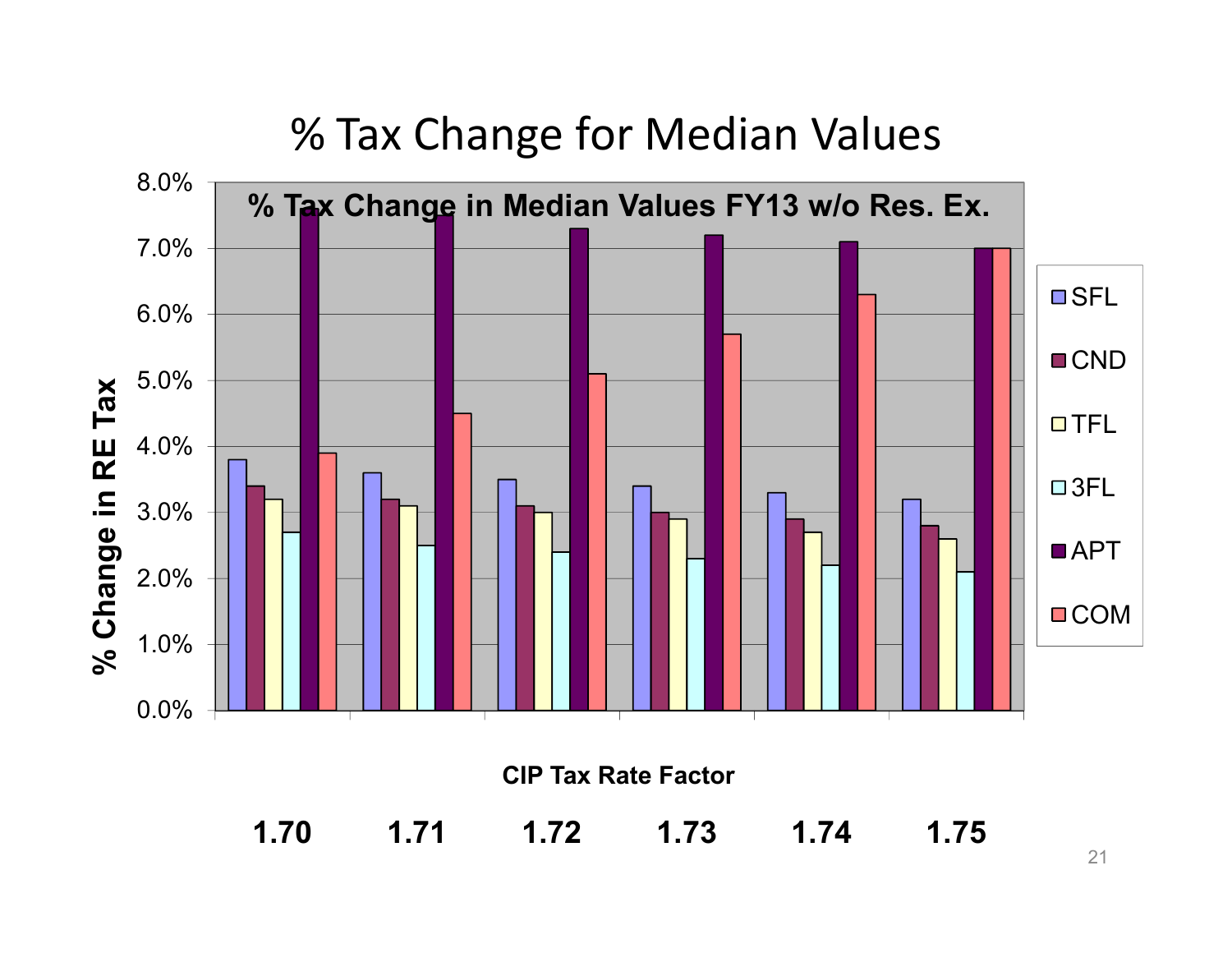# % Tax Change for Median Values

**% Tax Change in Median Values FY13 w/o Res. Ex.**

| CIP Tax Rate Factor | SFL | CND | TFL | 3FL | APT | COM |
|---|---|---|---|---|---|---|
| 1.70 | 3.8% | 3.4% | 3.2% | 2.7% | 7.6% | 3.9% |
| 1.71 | 3.6% | 3.2% | 3.1% | 2.5% | 7.5% | 4.5% |
| 1.72 | 3.5% | 3.1% | 3.0% | 2.4% | 7.3% | 5.1% |
| 1.73 | 3.4% | 3.0% | 2.9% | 2.3% | 7.2% | 5.7% |
| 1.74 | 3.3% | 2.9% | 2.7% | 2.2% | 7.1% | 6.3% |
| 1.75 | 3.2% | 2.8% | 2.6% | 2.1% | 7.0% | 7.0% |

Y-axis: % Change in RE Tax (0.0% – 8.0%)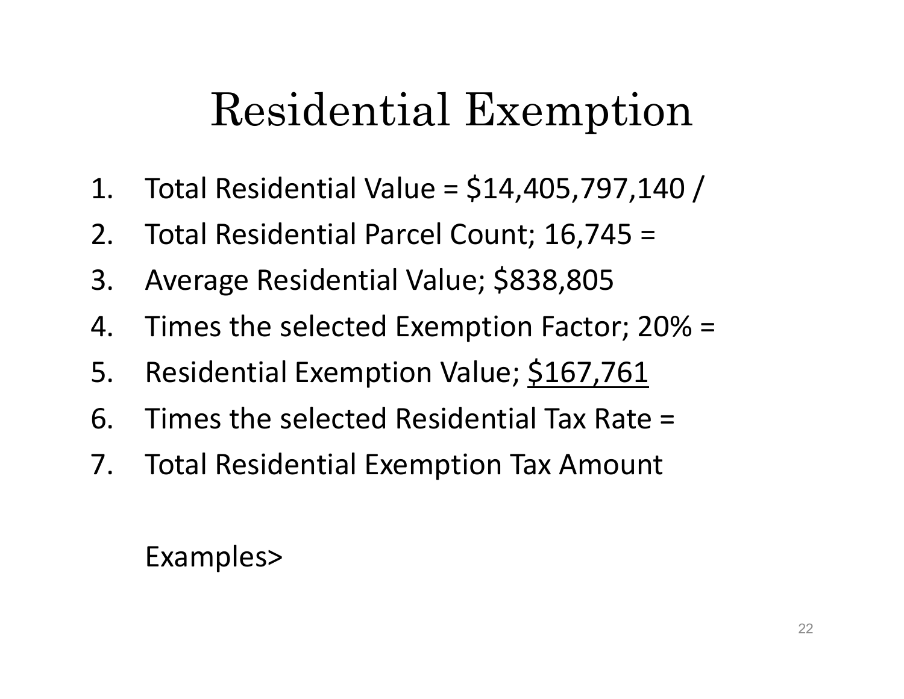# Residential Exemption

1. Total Residential Value = $14,405,797,140 /
2. Total Residential Parcel Count; 16,745 =
3. Average Residential Value; $838,805
4. Times the selected Exemption Factor; 20% =
5. Residential Exemption Value; <u>$167,761</u>
6. Times the selected Residential Tax Rate =
7. Total Residential Exemption Tax Amount

   Examples>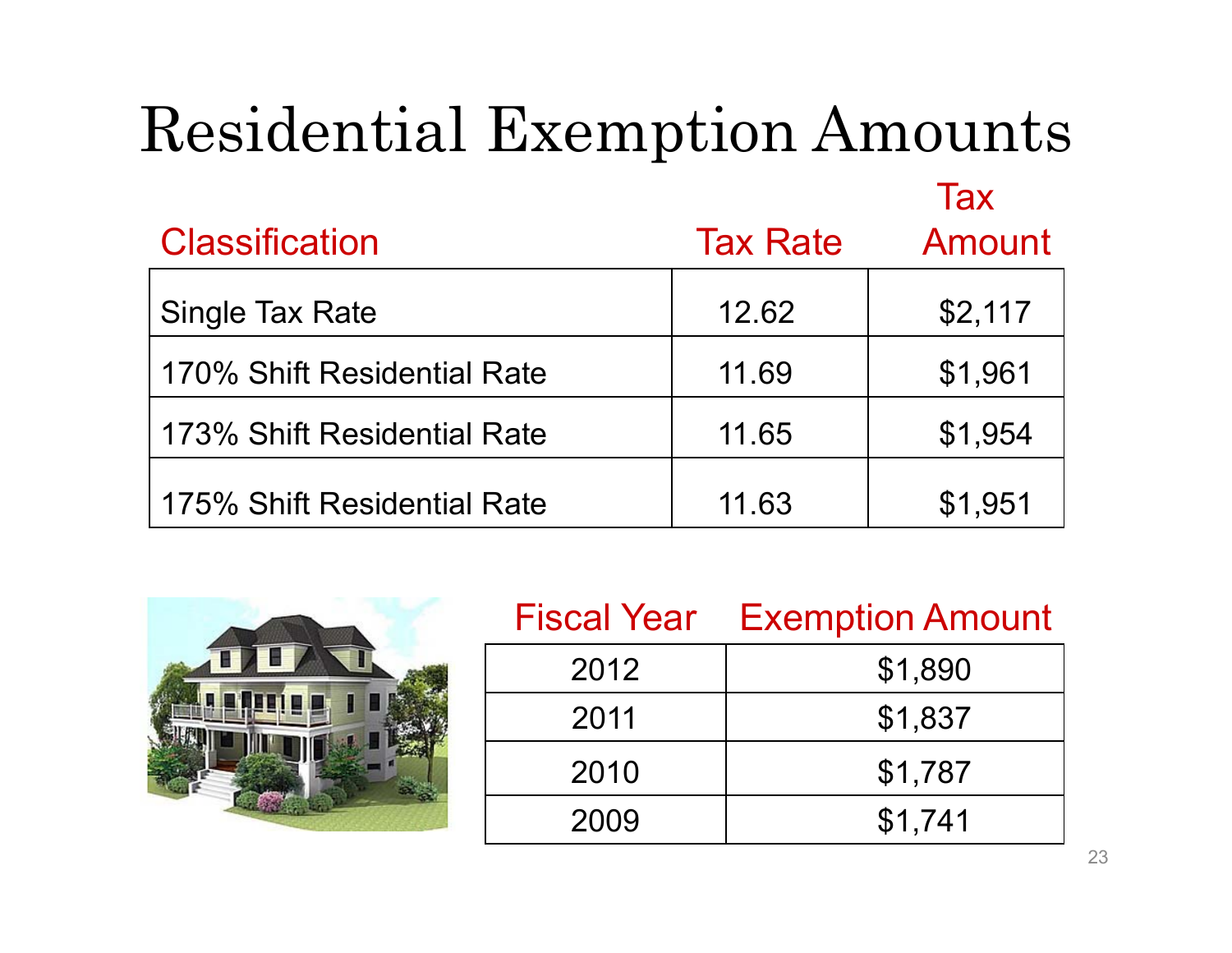# Residential Exemption Amounts

| Classification | Tax Rate | Tax Amount |
|---|---|---|
| Single Tax Rate | 12.62 | $2,117 |
| 170% Shift Residential Rate | 11.69 | $1,961 |
| 173% Shift Residential Rate | 11.65 | $1,954 |
| 175% Shift Residential Rate | 11.63 | $1,951 |

| Fiscal Year | Exemption Amount |
|---|---|
| 2012 | $1,890 |
| 2011 | $1,837 |
| 2010 | $1,787 |
| 2009 | $1,741 |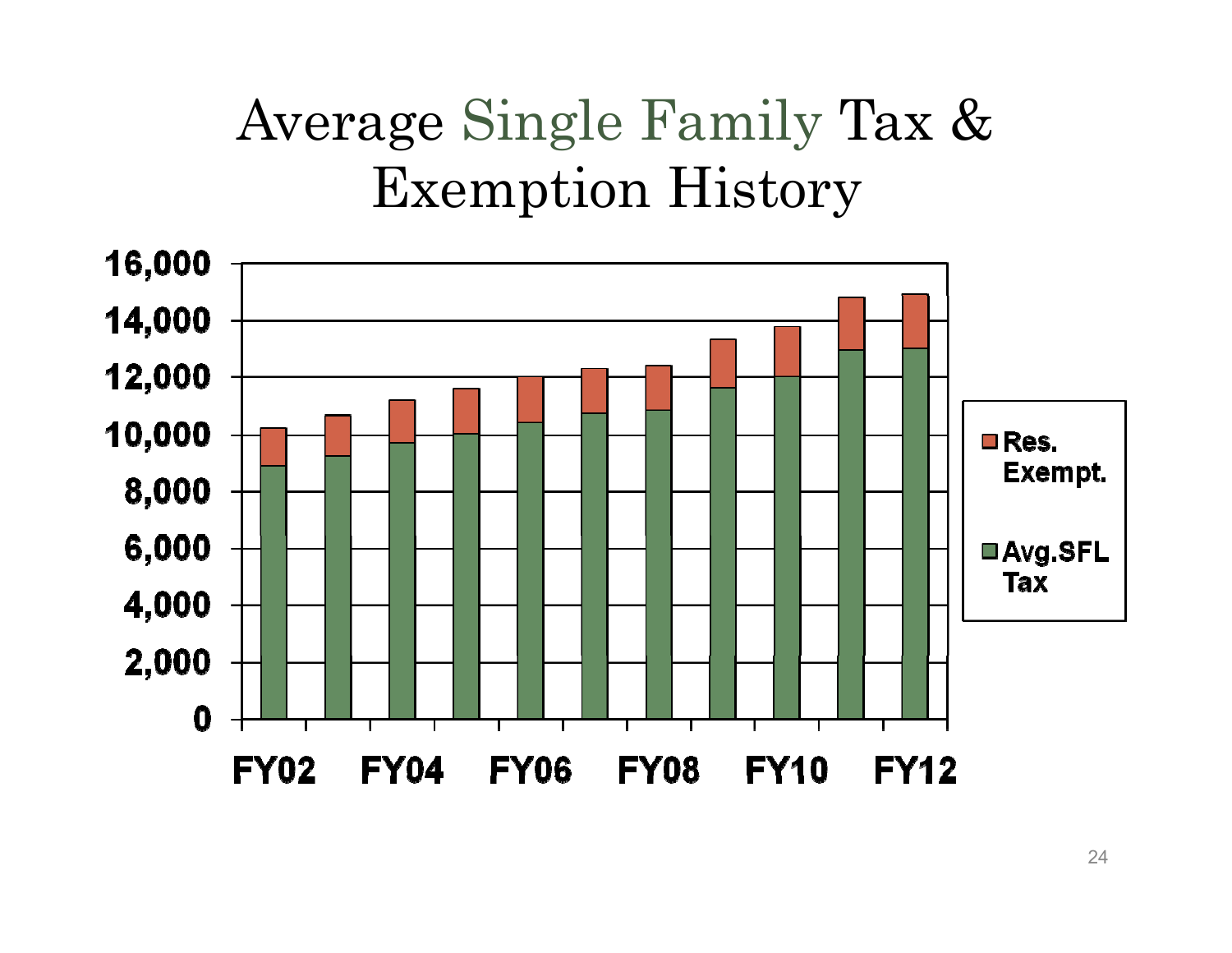# Average Single Family Tax & Exemption History

16,000
14,000
12,000
10,000
8,000
6,000
4,000
2,000
0

FY02 FY04 FY06 FY08 FY10 FY12

Res. Exempt.

Avg.SFL Tax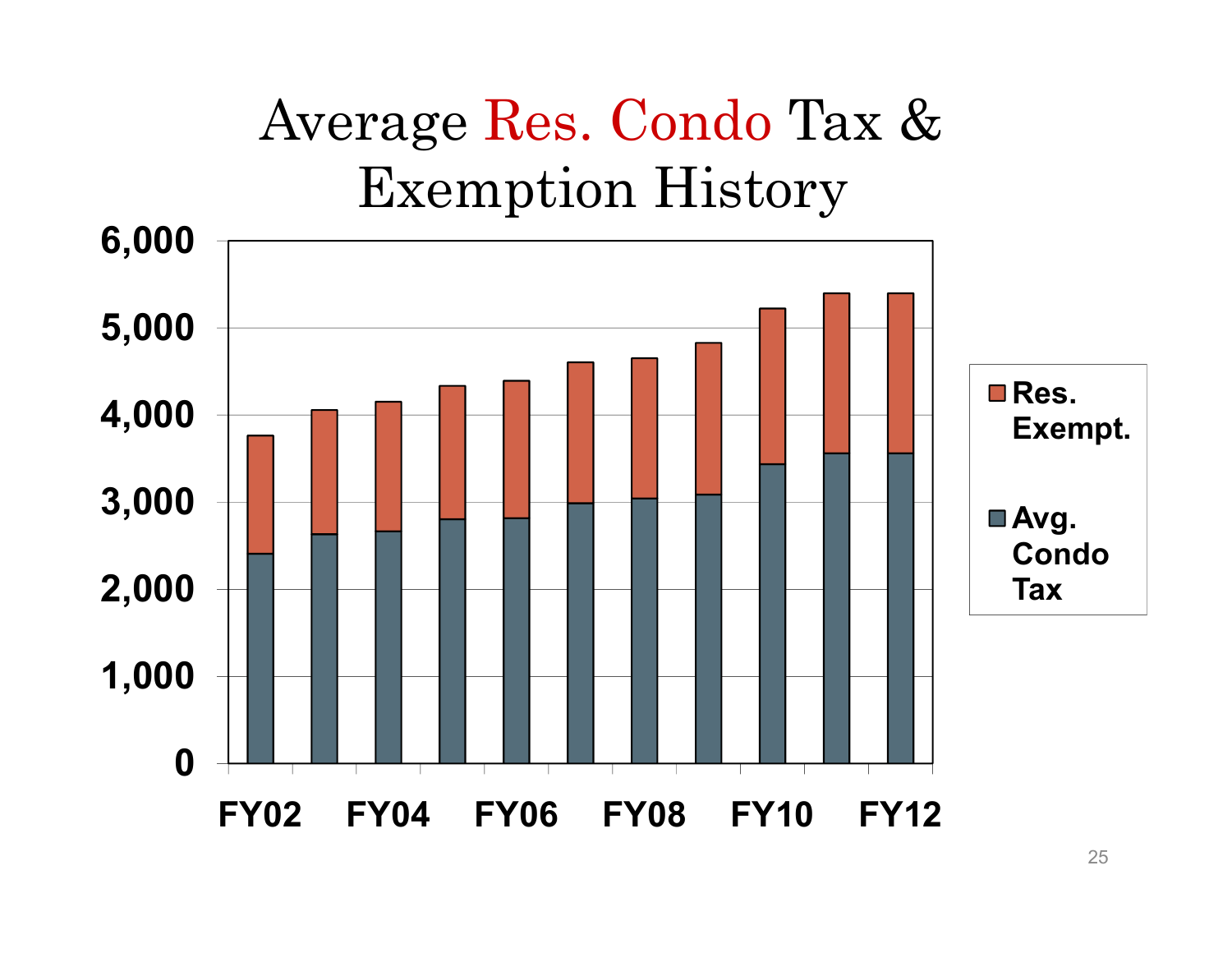# Average Res. Condo Tax & Exemption History

6,000
5,000
4,000
3,000
2,000
1,000
0

FY02 FY04 FY06 FY08 FY10 FY12

Res. Exempt.

Avg. Condo Tax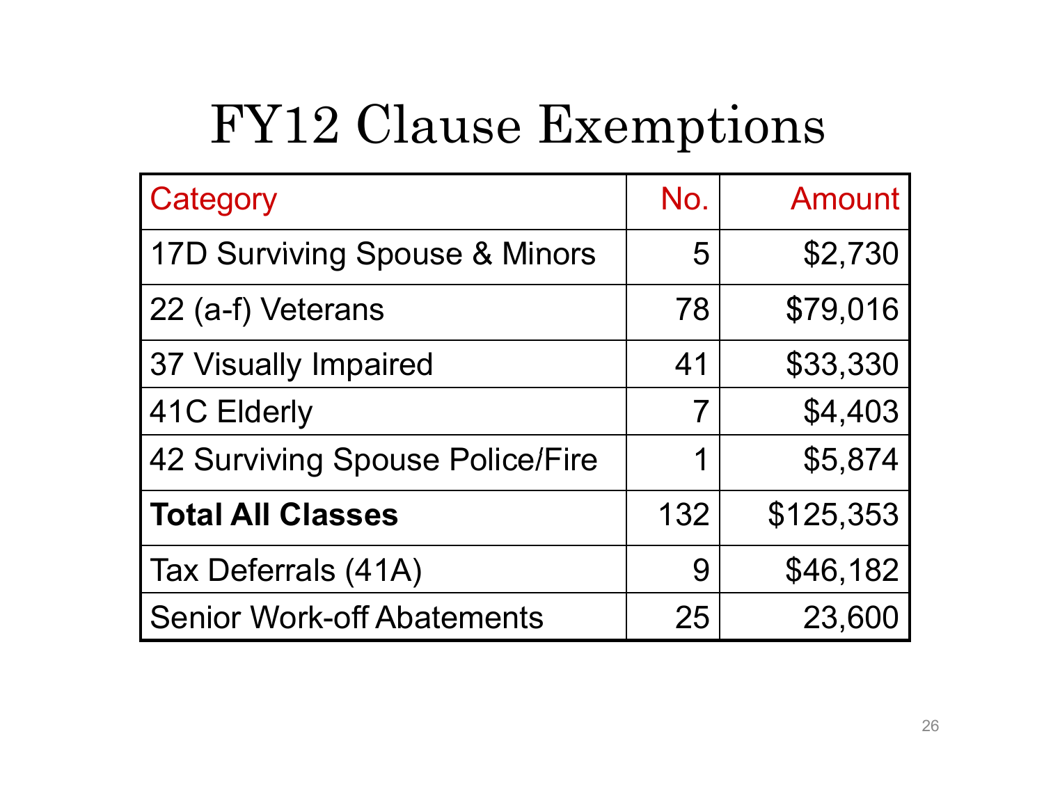# FY12 Clause Exemptions

| Category | No. | Amount |
|---|---|---|
| 17D Surviving Spouse & Minors | 5 | $2,730 |
| 22 (a-f) Veterans | 78 | $79,016 |
| 37 Visually Impaired | 41 | $33,330 |
| 41C Elderly | 7 | $4,403 |
| 42 Surviving Spouse Police/Fire | 1 | $5,874 |
| **Total All Classes** | 132 | $125,353 |
| Tax Deferrals (41A) | 9 | $46,182 |
| Senior Work-off Abatements | 25 | 23,600 |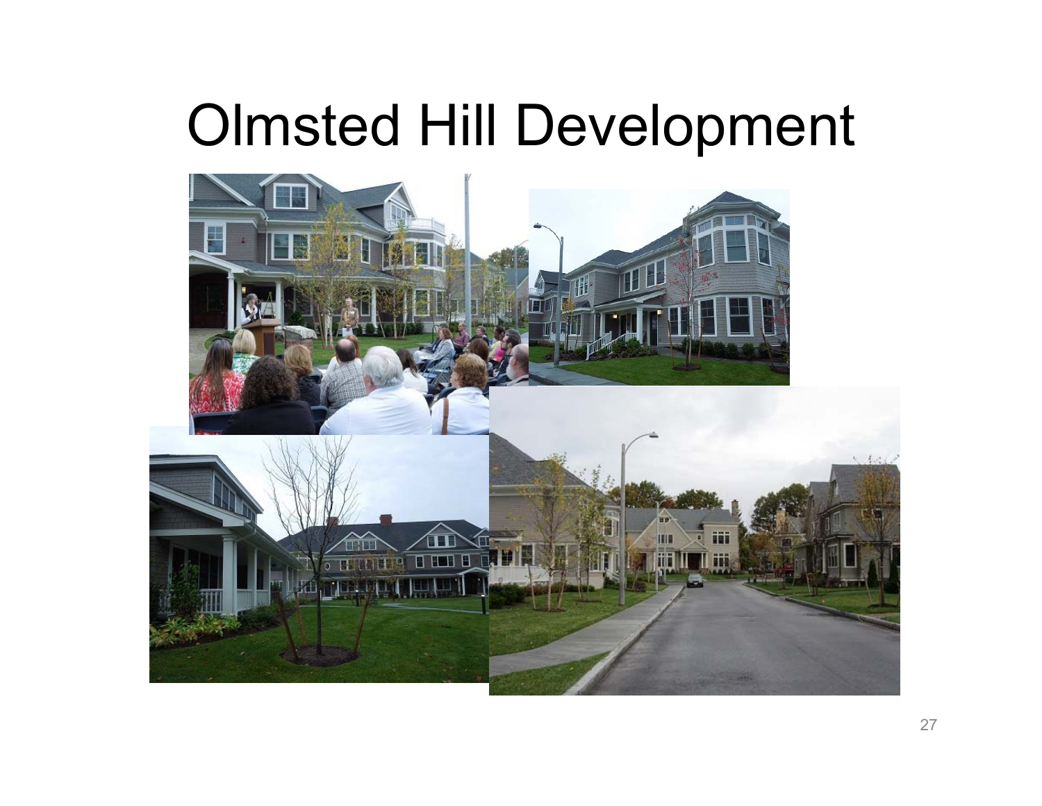# Olmsted Hill Development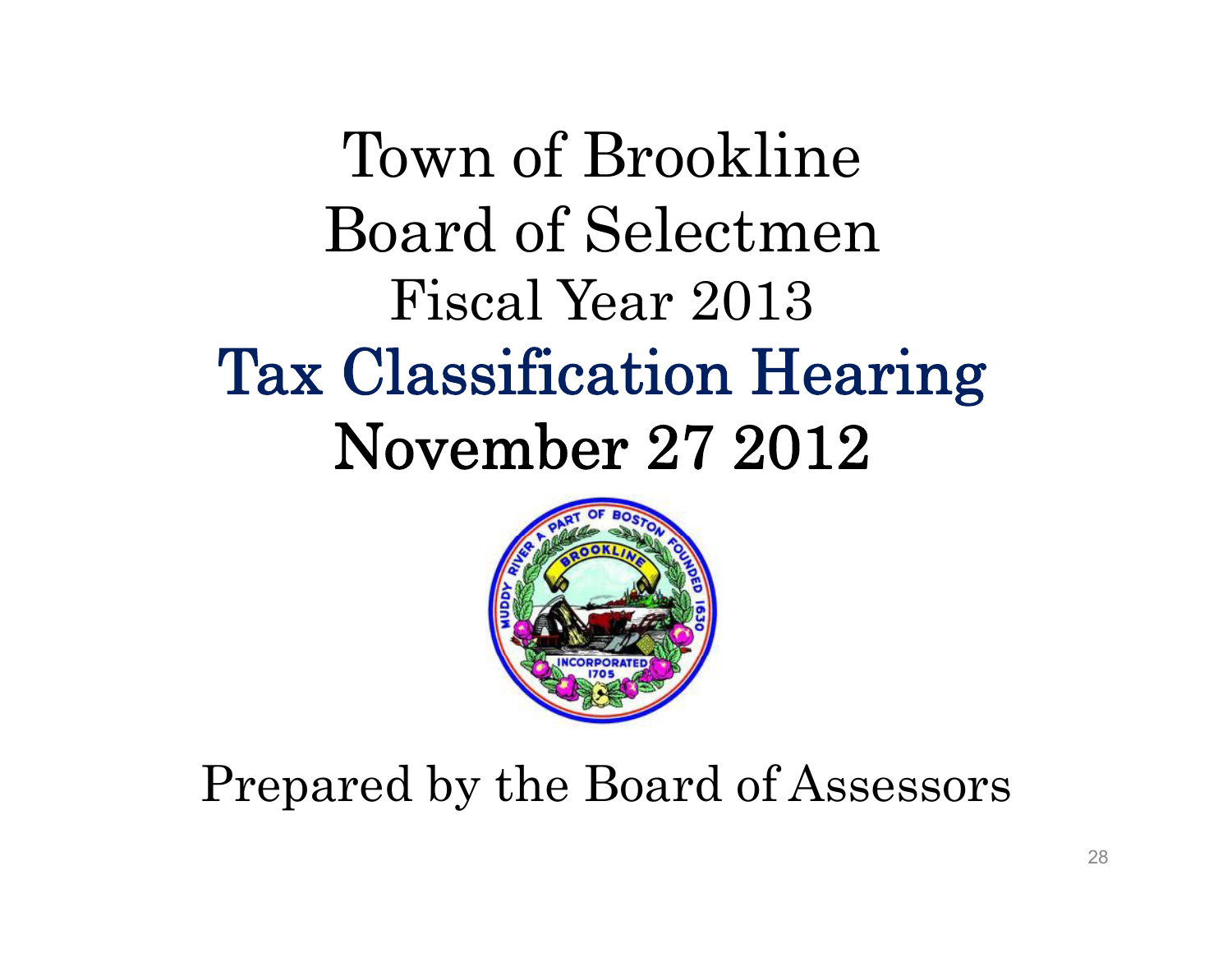# Town of Brookline
# Board of Selectmen
## Fiscal Year 2013
# Tax Classification Hearing
# November 27 2012

Prepared by the Board of Assessors